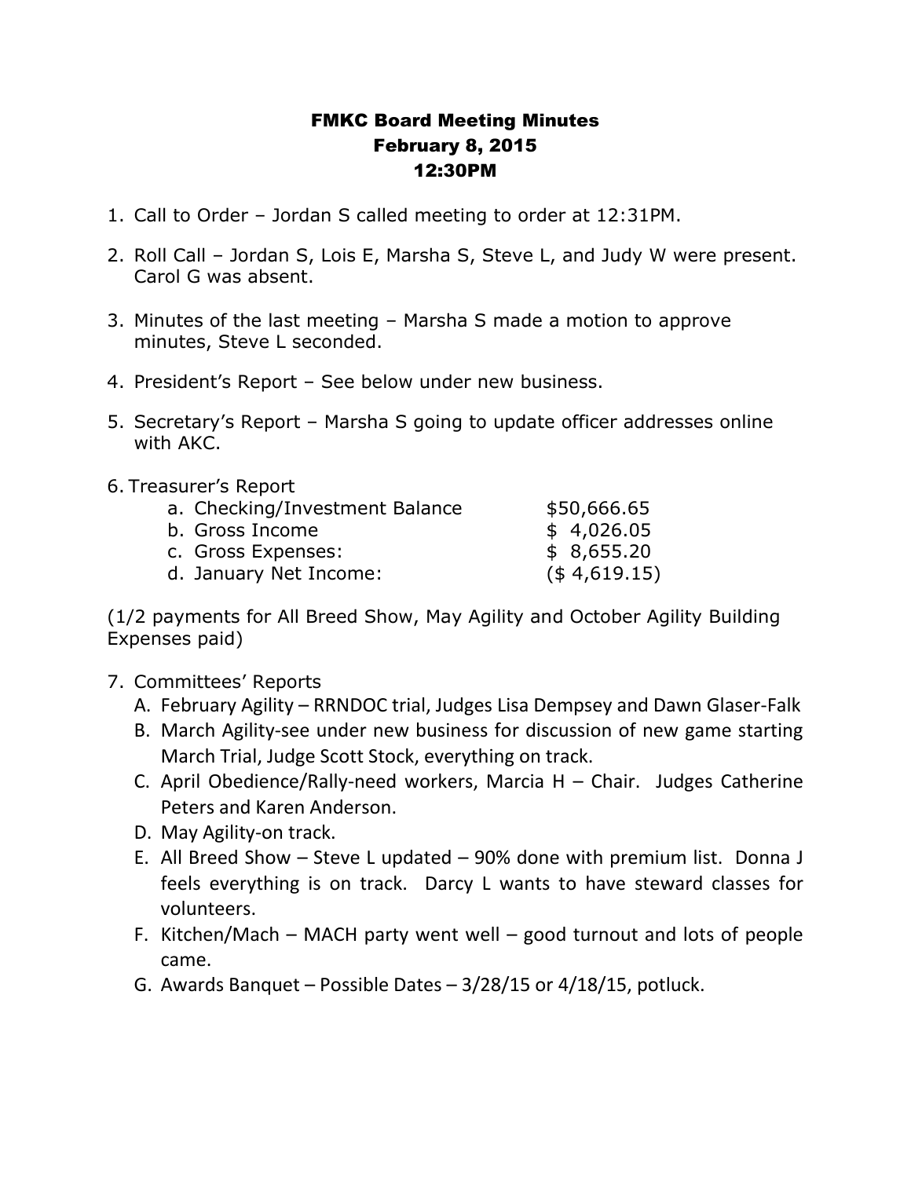# FMKC Board Meeting Minutes
## February 8, 2015
## 12:30PM

1. Call to Order – Jordan S called meeting to order at 12:31PM.

2. Roll Call – Jordan S, Lois E, Marsha S, Steve L, and Judy W were present. Carol G was absent.

3. Minutes of the last meeting – Marsha S made a motion to approve minutes, Steve L seconded.

4. President's Report – See below under new business.

5. Secretary's Report – Marsha S going to update officer addresses online with AKC.

6. Treasurer's Report

| | |
|---|---|
| a. Checking/Investment Balance | $50,666.65 |
| b. Gross Income | $ 4,026.05 |
| c. Gross Expenses: | $ 8,655.20 |
| d. January Net Income: | ($ 4,619.15) |

(1/2 payments for All Breed Show, May Agility and October Agility Building Expenses paid)

7. Committees' Reports
   A. February Agility – RRNDOC trial, Judges Lisa Dempsey and Dawn Glaser-Falk
   B. March Agility-see under new business for discussion of new game starting March Trial, Judge Scott Stock, everything on track.
   C. April Obedience/Rally-need workers, Marcia H – Chair. Judges Catherine Peters and Karen Anderson.
   D. May Agility-on track.
   E. All Breed Show – Steve L updated – 90% done with premium list. Donna J feels everything is on track. Darcy L wants to have steward classes for volunteers.
   F. Kitchen/Mach – MACH party went well – good turnout and lots of people came.
   G. Awards Banquet – Possible Dates – 3/28/15 or 4/18/15, potluck.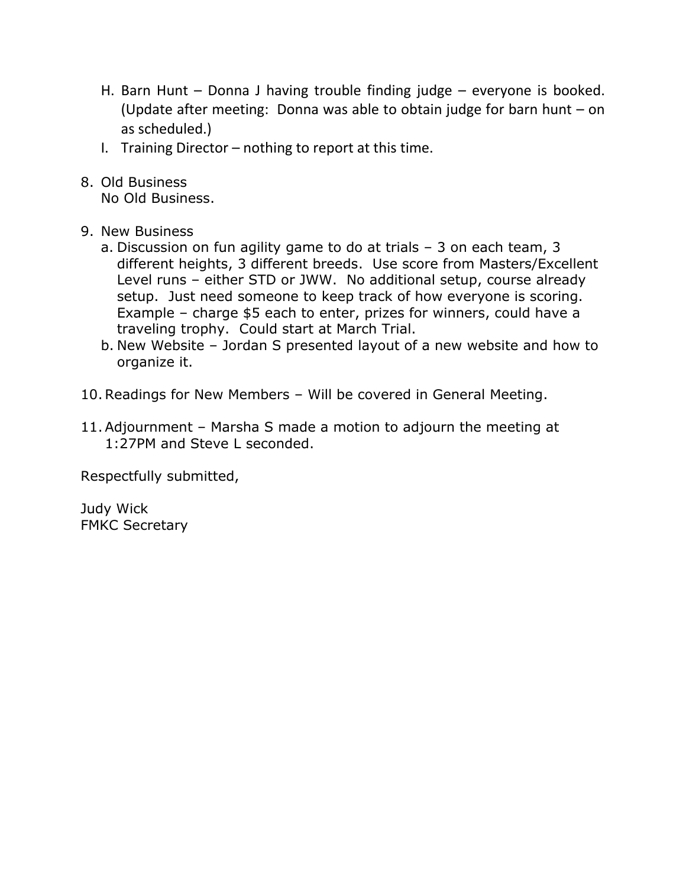H. Barn Hunt – Donna J having trouble finding judge – everyone is booked. (Update after meeting: Donna was able to obtain judge for barn hunt – on as scheduled.)
I. Training Director – nothing to report at this time.

8. Old Business
   No Old Business.

9. New Business
   a. Discussion on fun agility game to do at trials – 3 on each team, 3 different heights, 3 different breeds. Use score from Masters/Excellent Level runs – either STD or JWW. No additional setup, course already setup. Just need someone to keep track of how everyone is scoring. Example – charge $5 each to enter, prizes for winners, could have a traveling trophy. Could start at March Trial.
   b. New Website – Jordan S presented layout of a new website and how to organize it.

10. Readings for New Members – Will be covered in General Meeting.

11. Adjournment – Marsha S made a motion to adjourn the meeting at 1:27PM and Steve L seconded.

Respectfully submitted,

Judy Wick
FMKC Secretary